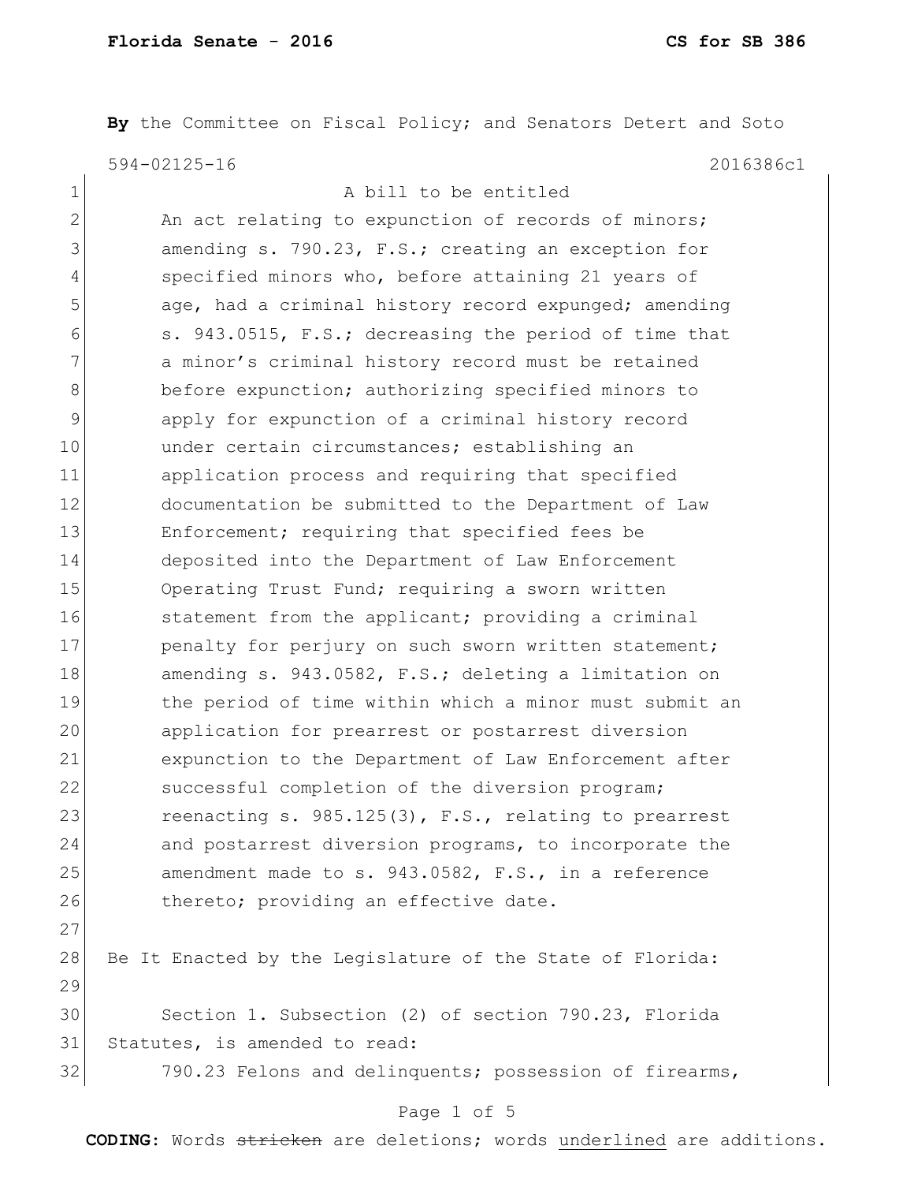**By** the Committee on Fiscal Policy; and Senators Detert and Soto

594-02125-16 2016386c1

A bill to be entitled

An act relating to expunction of records of minors; amending s. 790.23, F.S.; creating an exception for specified minors who, before attaining 21 years of age, had a criminal history record expunged; amending s. 943.0515, F.S.; decreasing the period of time that a minor's criminal history record must be retained before expunction; authorizing specified minors to apply for expunction of a criminal history record under certain circumstances; establishing an application process and requiring that specified documentation be submitted to the Department of Law Enforcement; requiring that specified fees be deposited into the Department of Law Enforcement Operating Trust Fund; requiring a sworn written statement from the applicant; providing a criminal penalty for perjury on such sworn written statement; amending s. 943.0582, F.S.; deleting a limitation on the period of time within which a minor must submit an application for prearrest or postarrest diversion expunction to the Department of Law Enforcement after successful completion of the diversion program; reenacting s. 985.125(3), F.S., relating to prearrest and postarrest diversion programs, to incorporate the amendment made to s. 943.0582, F.S., in a reference thereto; providing an effective date.

Be It Enacted by the Legislature of the State of Florida:

Section 1. Subsection (2) of section 790.23, Florida Statutes, is amended to read:

790.23 Felons and delinquents; possession of firearms,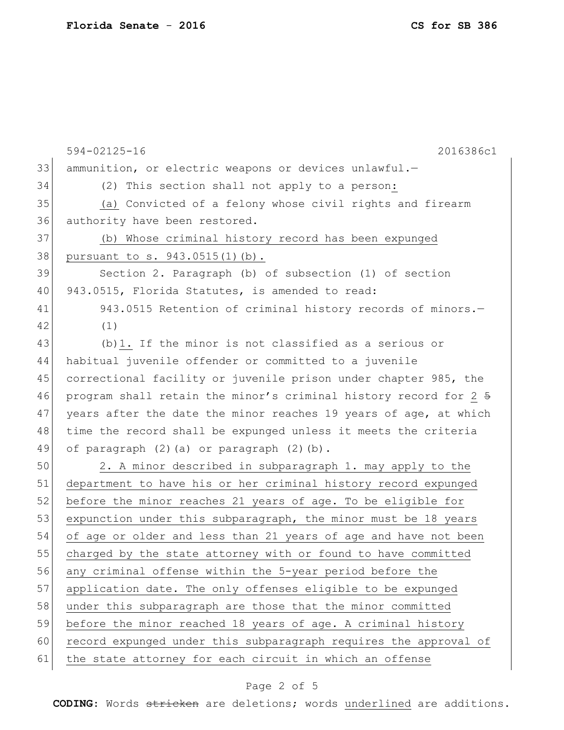594-02125-16 2016386c1

33 ammunition, or electric weapons or devices unlawful.—

34 (2) This section shall not apply to a person:

35 (a) Convicted of a felony whose civil rights and firearm

36 authority have been restored.

37 (b) Whose criminal history record has been expunged

38 pursuant to s. 943.0515(1)(b).

39 Section 2. Paragraph (b) of subsection (1) of section

40 943.0515, Florida Statutes, is amended to read:

41 943.0515 Retention of criminal history records of minors.—

42 (1)

43 (b)1. If the minor is not classified as a serious or

44 habitual juvenile offender or committed to a juvenile

45 correctional facility or juvenile prison under chapter 985, the

46 program shall retain the minor's criminal history record for 2 ~~5~~

47 years after the date the minor reaches 19 years of age, at which

48 time the record shall be expunged unless it meets the criteria

49 of paragraph (2)(a) or paragraph (2)(b).

50 2. A minor described in subparagraph 1. may apply to the

51 department to have his or her criminal history record expunged

52 before the minor reaches 21 years of age. To be eligible for

53 expunction under this subparagraph, the minor must be 18 years

54 of age or older and less than 21 years of age and have not been

55 charged by the state attorney with or found to have committed

56 any criminal offense within the 5-year period before the

57 application date. The only offenses eligible to be expunged

58 under this subparagraph are those that the minor committed

59 before the minor reached 18 years of age. A criminal history

60 record expunged under this subparagraph requires the approval of

61 the state attorney for each circuit in which an offense

**CODING:** Words ~~stricken~~ are deletions; words underlined are additions.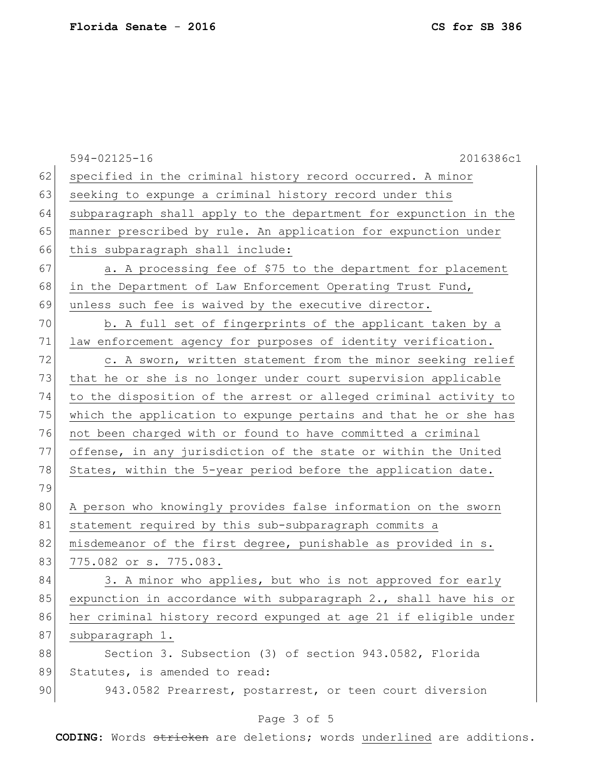specified in the criminal history record occurred. A minor seeking to expunge a criminal history record under this subparagraph shall apply to the department for expunction in the manner prescribed by rule. An application for expunction under this subparagraph shall include:

a. A processing fee of $75 to the department for placement in the Department of Law Enforcement Operating Trust Fund, unless such fee is waived by the executive director.

b. A full set of fingerprints of the applicant taken by a law enforcement agency for purposes of identity verification.

c. A sworn, written statement from the minor seeking relief that he or she is no longer under court supervision applicable to the disposition of the arrest or alleged criminal activity to which the application to expunge pertains and that he or she has not been charged with or found to have committed a criminal offense, in any jurisdiction of the state or within the United States, within the 5-year period before the application date.

A person who knowingly provides false information on the sworn statement required by this sub-subparagraph commits a misdemeanor of the first degree, punishable as provided in s. 775.082 or s. 775.083.

3. A minor who applies, but who is not approved for early expunction in accordance with subparagraph 2., shall have his or her criminal history record expunged at age 21 if eligible under subparagraph 1.

Section 3. Subsection (3) of section 943.0582, Florida Statutes, is amended to read:

943.0582 Prearrest, postarrest, or teen court diversion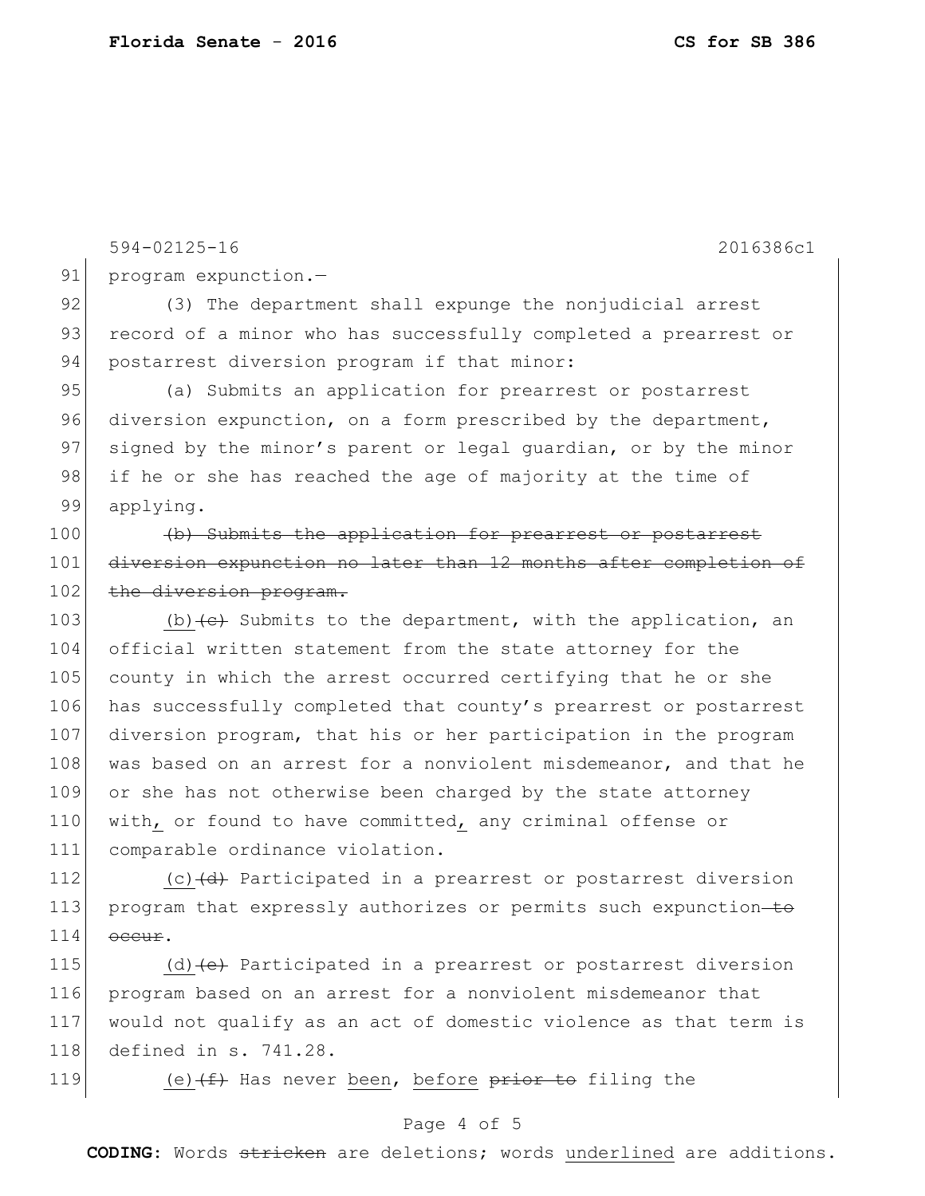594-02125-16 2016386c1

91 program expunction.—

92 (3) The department shall expunge the nonjudicial arrest
93 record of a minor who has successfully completed a prearrest or
94 postarrest diversion program if that minor:

95 (a) Submits an application for prearrest or postarrest
96 diversion expunction, on a form prescribed by the department,
97 signed by the minor's parent or legal guardian, or by the minor
98 if he or she has reached the age of majority at the time of
99 applying.

100 ~~(b) Submits the application for prearrest or postarrest~~
101 ~~diversion expunction no later than 12 months after completion of~~
102 ~~the diversion program.~~

103 <u>(b)</u>~~(c)~~ Submits to the department, with the application, an
104 official written statement from the state attorney for the
105 county in which the arrest occurred certifying that he or she
106 has successfully completed that county's prearrest or postarrest
107 diversion program, that his or her participation in the program
108 was based on an arrest for a nonviolent misdemeanor, and that he
109 or she has not otherwise been charged by the state attorney
110 with<u>,</u> or found to have committed<u>,</u> any criminal offense or
111 comparable ordinance violation.

112 <u>(c)</u>~~(d)~~ Participated in a prearrest or postarrest diversion
113 program that expressly authorizes or permits such expunction ~~to~~
114 ~~occur~~.

115 <u>(d)</u>~~(e)~~ Participated in a prearrest or postarrest diversion
116 program based on an arrest for a nonviolent misdemeanor that
117 would not qualify as an act of domestic violence as that term is
118 defined in s. 741.28.

119 <u>(e)</u>~~(f)~~ Has never <u>been</u>, <u>before</u> ~~prior to~~ filing the

**CODING:** Words ~~stricken~~ are deletions; words <u>underlined</u> are additions.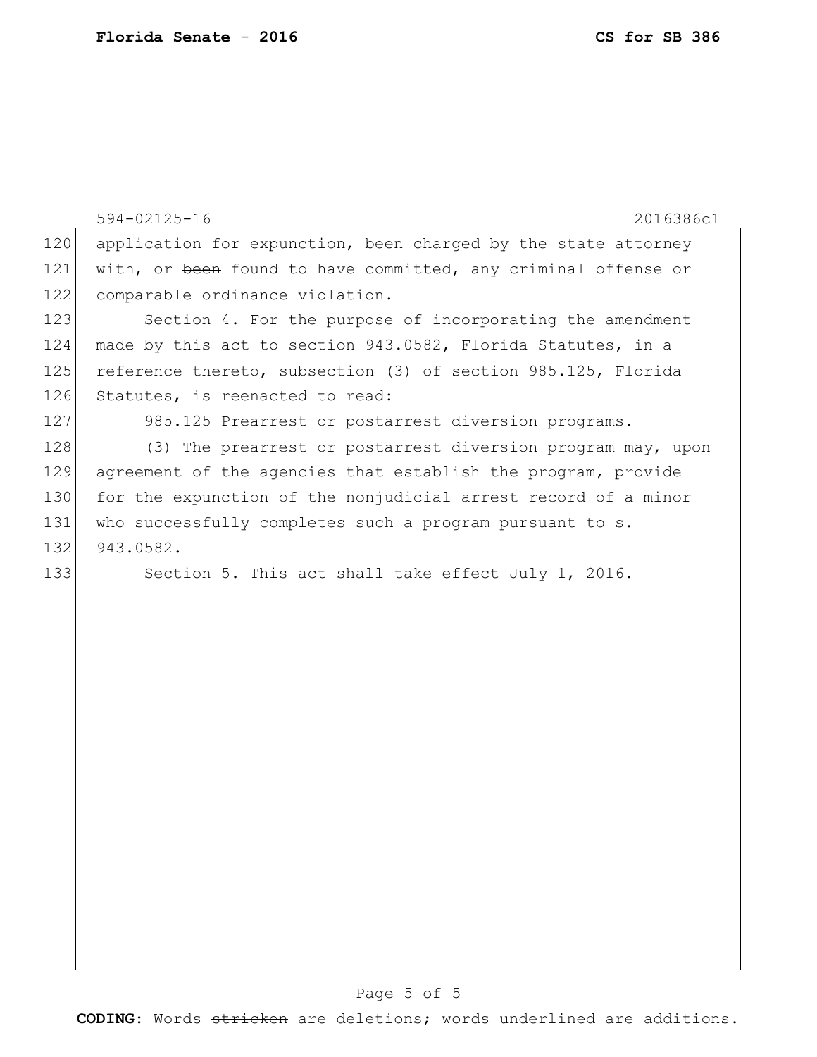application for expunction, ~~been~~ charged by the state attorney with, or ~~been~~ found to have committed, any criminal offense or comparable ordinance violation.

Section 4. For the purpose of incorporating the amendment made by this act to section 943.0582, Florida Statutes, in a reference thereto, subsection (3) of section 985.125, Florida Statutes, is reenacted to read:

985.125 Prearrest or postarrest diversion programs.—

(3) The prearrest or postarrest diversion program may, upon agreement of the agencies that establish the program, provide for the expunction of the nonjudicial arrest record of a minor who successfully completes such a program pursuant to s. 943.0582.

Section 5. This act shall take effect July 1, 2016.